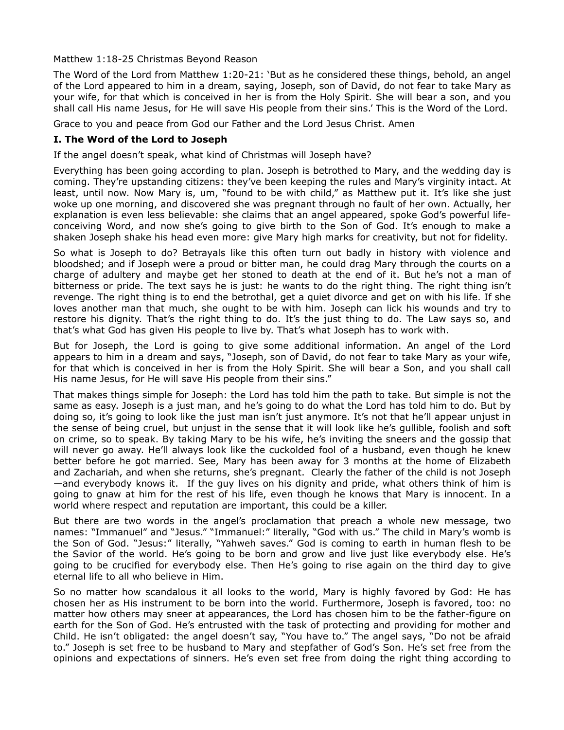Matthew 1:18-25 Christmas Beyond Reason

The Word of the Lord from Matthew 1:20-21: 'But as he considered these things, behold, an angel of the Lord appeared to him in a dream, saying, Joseph, son of David, do not fear to take Mary as your wife, for that which is conceived in her is from the Holy Spirit. She will bear a son, and you shall call His name Jesus, for He will save His people from their sins.' This is the Word of the Lord.

Grace to you and peace from God our Father and the Lord Jesus Christ. Amen

**I. The Word of the Lord to Joseph**

If the angel doesn't speak, what kind of Christmas will Joseph have?

Everything has been going according to plan. Joseph is betrothed to Mary, and the wedding day is coming. They're upstanding citizens: they've been keeping the rules and Mary's virginity intact. At least, until now. Now Mary is, um, "found to be with child," as Matthew put it. It's like she just woke up one morning, and discovered she was pregnant through no fault of her own. Actually, her explanation is even less believable: she claims that an angel appeared, spoke God's powerful life-conceiving Word, and now she's going to give birth to the Son of God. It's enough to make a shaken Joseph shake his head even more: give Mary high marks for creativity, but not for fidelity.

So what is Joseph to do? Betrayals like this often turn out badly in history with violence and bloodshed; and if Joseph were a proud or bitter man, he could drag Mary through the courts on a charge of adultery and maybe get her stoned to death at the end of it. But he's not a man of bitterness or pride. The text says he is just: he wants to do the right thing. The right thing isn't revenge. The right thing is to end the betrothal, get a quiet divorce and get on with his life. If she loves another man that much, she ought to be with him. Joseph can lick his wounds and try to restore his dignity. That's the right thing to do. It's the just thing to do. The Law says so, and that's what God has given His people to live by. That's what Joseph has to work with.

But for Joseph, the Lord is going to give some additional information. An angel of the Lord appears to him in a dream and says, "Joseph, son of David, do not fear to take Mary as your wife, for that which is conceived in her is from the Holy Spirit. She will bear a Son, and you shall call His name Jesus, for He will save His people from their sins."

That makes things simple for Joseph: the Lord has told him the path to take. But simple is not the same as easy. Joseph is a just man, and he's going to do what the Lord has told him to do. But by doing so, it's going to look like the just man isn't just anymore. It's not that he'll appear unjust in the sense of being cruel, but unjust in the sense that it will look like he's gullible, foolish and soft on crime, so to speak. By taking Mary to be his wife, he's inviting the sneers and the gossip that will never go away. He'll always look like the cuckolded fool of a husband, even though he knew better before he got married. See, Mary has been away for 3 months at the home of Elizabeth and Zachariah, and when she returns, she's pregnant. Clearly the father of the child is not Joseph—and everybody knows it. If the guy lives on his dignity and pride, what others think of him is going to gnaw at him for the rest of his life, even though he knows that Mary is innocent. In a world where respect and reputation are important, this could be a killer.

But there are two words in the angel's proclamation that preach a whole new message, two names: "Immanuel" and "Jesus." "Immanuel:" literally, "God with us." The child in Mary's womb is the Son of God. "Jesus:" literally, "Yahweh saves." God is coming to earth in human flesh to be the Savior of the world. He's going to be born and grow and live just like everybody else. He's going to be crucified for everybody else. Then He's going to rise again on the third day to give eternal life to all who believe in Him.

So no matter how scandalous it all looks to the world, Mary is highly favored by God: He has chosen her as His instrument to be born into the world. Furthermore, Joseph is favored, too: no matter how others may sneer at appearances, the Lord has chosen him to be the father-figure on earth for the Son of God. He's entrusted with the task of protecting and providing for mother and Child. He isn't obligated: the angel doesn't say, "You have to." The angel says, "Do not be afraid to." Joseph is set free to be husband to Mary and stepfather of God's Son. He's set free from the opinions and expectations of sinners. He's even set free from doing the right thing according to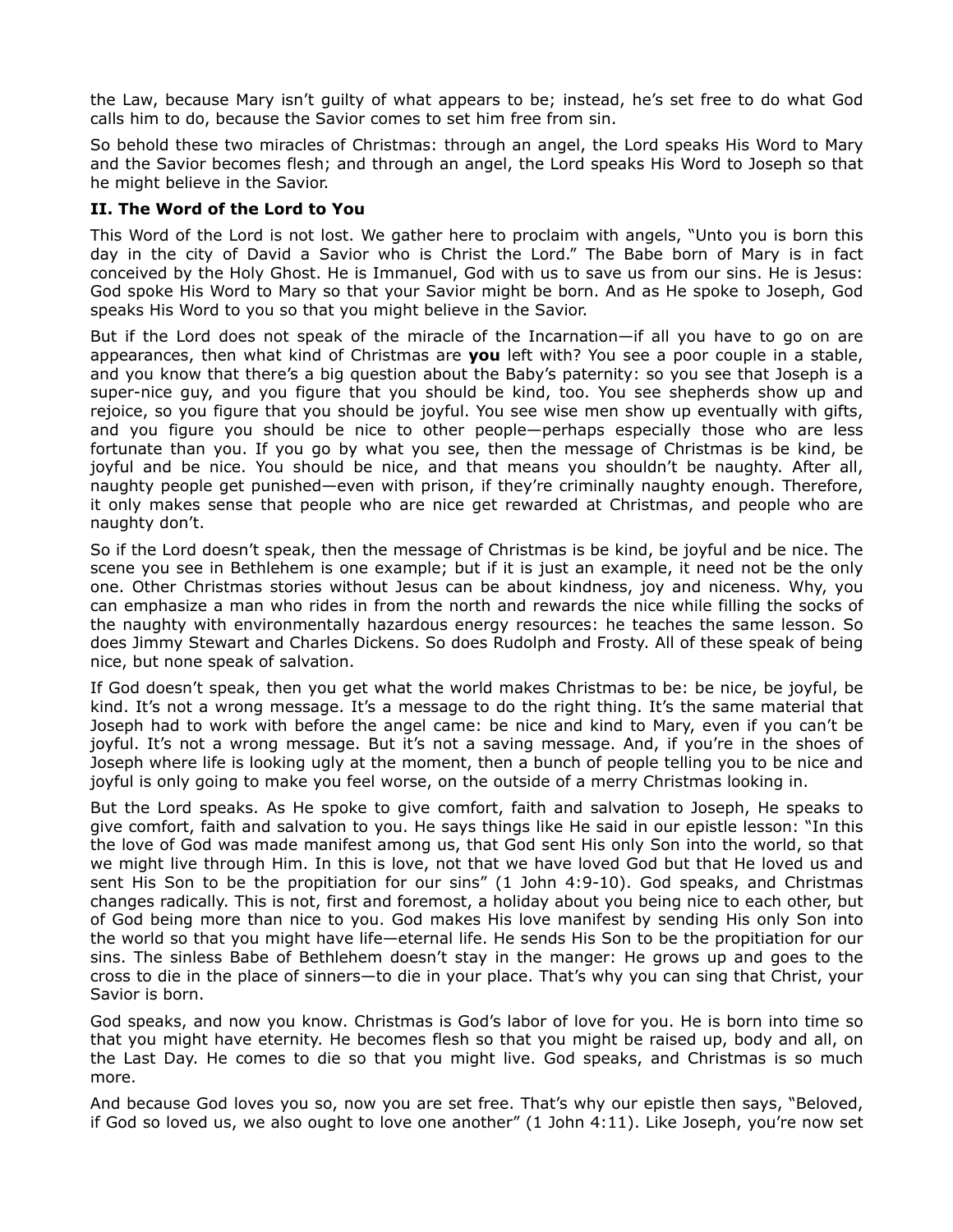the Law, because Mary isn't guilty of what appears to be; instead, he's set free to do what God calls him to do, because the Savior comes to set him free from sin.

So behold these two miracles of Christmas: through an angel, the Lord speaks His Word to Mary and the Savior becomes flesh; and through an angel, the Lord speaks His Word to Joseph so that he might believe in the Savior.

### II. The Word of the Lord to You

This Word of the Lord is not lost. We gather here to proclaim with angels, "Unto you is born this day in the city of David a Savior who is Christ the Lord." The Babe born of Mary is in fact conceived by the Holy Ghost. He is Immanuel, God with us to save us from our sins. He is Jesus: God spoke His Word to Mary so that your Savior might be born. And as He spoke to Joseph, God speaks His Word to you so that you might believe in the Savior.

But if the Lord does not speak of the miracle of the Incarnation—if all you have to go on are appearances, then what kind of Christmas are **you** left with? You see a poor couple in a stable, and you know that there's a big question about the Baby's paternity: so you see that Joseph is a super-nice guy, and you figure that you should be kind, too. You see shepherds show up and rejoice, so you figure that you should be joyful. You see wise men show up eventually with gifts, and you figure you should be nice to other people—perhaps especially those who are less fortunate than you. If you go by what you see, then the message of Christmas is be kind, be joyful and be nice. You should be nice, and that means you shouldn't be naughty. After all, naughty people get punished—even with prison, if they're criminally naughty enough. Therefore, it only makes sense that people who are nice get rewarded at Christmas, and people who are naughty don't.

So if the Lord doesn't speak, then the message of Christmas is be kind, be joyful and be nice. The scene you see in Bethlehem is one example; but if it is just an example, it need not be the only one. Other Christmas stories without Jesus can be about kindness, joy and niceness. Why, you can emphasize a man who rides in from the north and rewards the nice while filling the socks of the naughty with environmentally hazardous energy resources: he teaches the same lesson. So does Jimmy Stewart and Charles Dickens. So does Rudolph and Frosty. All of these speak of being nice, but none speak of salvation.

If God doesn't speak, then you get what the world makes Christmas to be: be nice, be joyful, be kind. It's not a wrong message. It's a message to do the right thing. It's the same material that Joseph had to work with before the angel came: be nice and kind to Mary, even if you can't be joyful. It's not a wrong message. But it's not a saving message. And, if you're in the shoes of Joseph where life is looking ugly at the moment, then a bunch of people telling you to be nice and joyful is only going to make you feel worse, on the outside of a merry Christmas looking in.

But the Lord speaks. As He spoke to give comfort, faith and salvation to Joseph, He speaks to give comfort, faith and salvation to you. He says things like He said in our epistle lesson: "In this the love of God was made manifest among us, that God sent His only Son into the world, so that we might live through Him. In this is love, not that we have loved God but that He loved us and sent His Son to be the propitiation for our sins" (1 John 4:9-10). God speaks, and Christmas changes radically. This is not, first and foremost, a holiday about you being nice to each other, but of God being more than nice to you. God makes His love manifest by sending His only Son into the world so that you might have life—eternal life. He sends His Son to be the propitiation for our sins. The sinless Babe of Bethlehem doesn't stay in the manger: He grows up and goes to the cross to die in the place of sinners—to die in your place. That's why you can sing that Christ, your Savior is born.

God speaks, and now you know. Christmas is God's labor of love for you. He is born into time so that you might have eternity. He becomes flesh so that you might be raised up, body and all, on the Last Day. He comes to die so that you might live. God speaks, and Christmas is so much more.

And because God loves you so, now you are set free. That's why our epistle then says, "Beloved, if God so loved us, we also ought to love one another" (1 John 4:11). Like Joseph, you're now set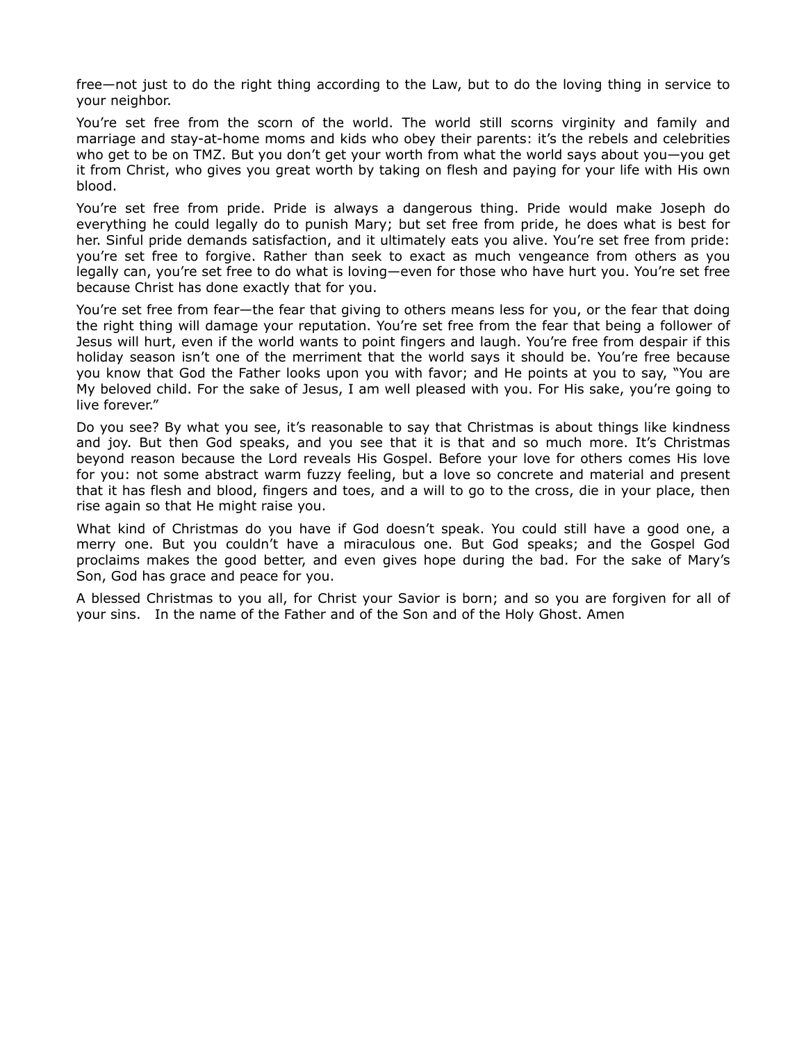free—not just to do the right thing according to the Law, but to do the loving thing in service to your neighbor.

You're set free from the scorn of the world. The world still scorns virginity and family and marriage and stay-at-home moms and kids who obey their parents: it's the rebels and celebrities who get to be on TMZ. But you don't get your worth from what the world says about you—you get it from Christ, who gives you great worth by taking on flesh and paying for your life with His own blood.

You're set free from pride. Pride is always a dangerous thing. Pride would make Joseph do everything he could legally do to punish Mary; but set free from pride, he does what is best for her. Sinful pride demands satisfaction, and it ultimately eats you alive. You're set free from pride: you're set free to forgive. Rather than seek to exact as much vengeance from others as you legally can, you're set free to do what is loving—even for those who have hurt you. You're set free because Christ has done exactly that for you.

You're set free from fear—the fear that giving to others means less for you, or the fear that doing the right thing will damage your reputation. You're set free from the fear that being a follower of Jesus will hurt, even if the world wants to point fingers and laugh. You're free from despair if this holiday season isn't one of the merriment that the world says it should be. You're free because you know that God the Father looks upon you with favor; and He points at you to say, "You are My beloved child. For the sake of Jesus, I am well pleased with you. For His sake, you're going to live forever."

Do you see? By what you see, it's reasonable to say that Christmas is about things like kindness and joy. But then God speaks, and you see that it is that and so much more. It's Christmas beyond reason because the Lord reveals His Gospel. Before your love for others comes His love for you: not some abstract warm fuzzy feeling, but a love so concrete and material and present that it has flesh and blood, fingers and toes, and a will to go to the cross, die in your place, then rise again so that He might raise you.

What kind of Christmas do you have if God doesn't speak. You could still have a good one, a merry one. But you couldn't have a miraculous one. But God speaks; and the Gospel God proclaims makes the good better, and even gives hope during the bad. For the sake of Mary's Son, God has grace and peace for you.

A blessed Christmas to you all, for Christ your Savior is born; and so you are forgiven for all of your sins. In the name of the Father and of the Son and of the Holy Ghost. Amen